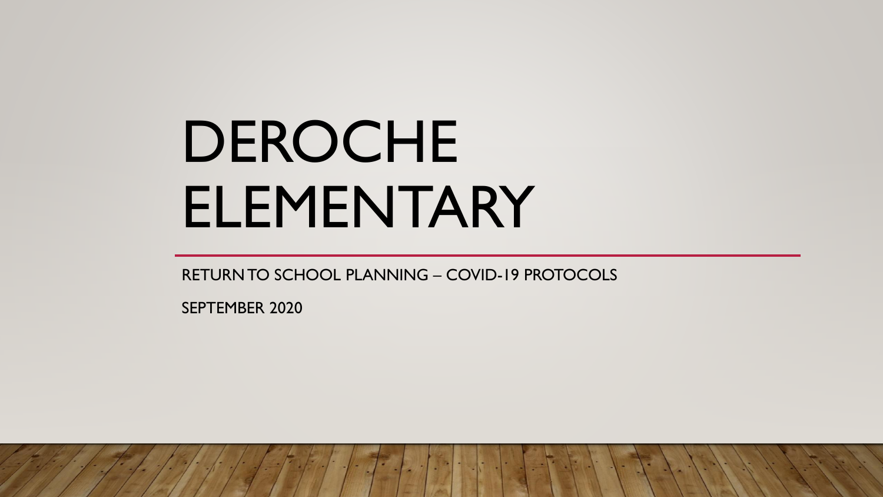# DEROCHE ELEMENTARY

RETURN TO SCHOOL PLANNING – COVID-19 PROTOCOLS

SEPTEMBER 2020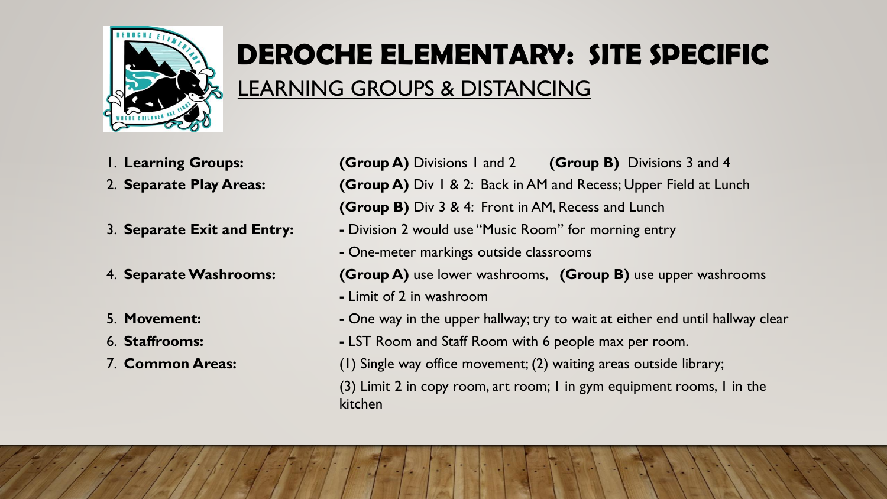# DEROCHE ELEMENTARY: SITE SPECIFIC

## LEARNING GROUPS & DISTANCING

1. **Learning Groups:** **(Group A)** Divisions 1 and 2 **(Group B)** Divisions 3 and 4
2. **Separate Play Areas:** **(Group A)** Div 1 & 2: Back in AM and Recess; Upper Field at Lunch
   **(Group B)** Div 3 & 4: Front in AM, Recess and Lunch
3. **Separate Exit and Entry:**
   - Division 2 would use "Music Room" for morning entry
   - One-meter markings outside classrooms
4. **Separate Washrooms:** **(Group A)** use lower washrooms, **(Group B)** use upper washrooms
   - Limit of 2 in washroom
5. **Movement:**
   - One way in the upper hallway; try to wait at either end until hallway clear
6. **Staffrooms:**
   - LST Room and Staff Room with 6 people max per room.
7. **Common Areas:** (1) Single way office movement; (2) waiting areas outside library;
   (3) Limit 2 in copy room, art room; 1 in gym equipment rooms, 1 in the kitchen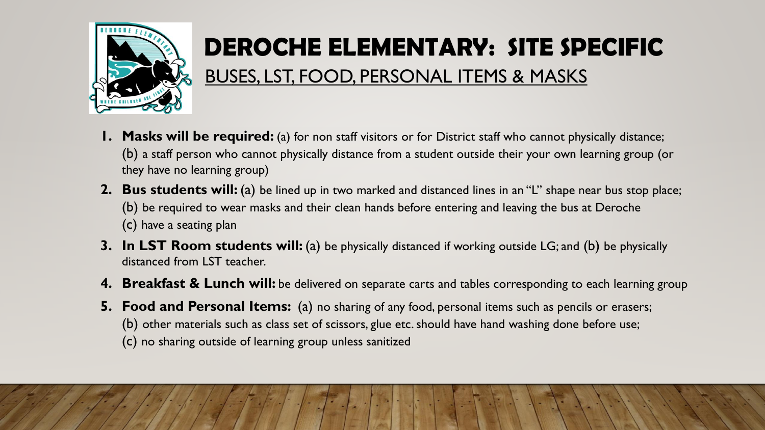# DEROCHE ELEMENTARY: SITE SPECIFIC

## BUSES, LST, FOOD, PERSONAL ITEMS & MASKS

1. **Masks will be required:** (a) for non staff visitors or for District staff who cannot physically distance; (b) a staff person who cannot physically distance from a student outside their your own learning group (or they have no learning group)
2. **Bus students will:** (a) be lined up in two marked and distanced lines in an "L" shape near bus stop place; (b) be required to wear masks and their clean hands before entering and leaving the bus at Deroche (c) have a seating plan
3. **In LST Room students will:** (a) be physically distanced if working outside LG; and (b) be physically distanced from LST teacher.
4. **Breakfast & Lunch will:** be delivered on separate carts and tables corresponding to each learning group
5. **Food and Personal Items:** (a) no sharing of any food, personal items such as pencils or erasers; (b) other materials such as class set of scissors, glue etc. should have hand washing done before use; (c) no sharing outside of learning group unless sanitized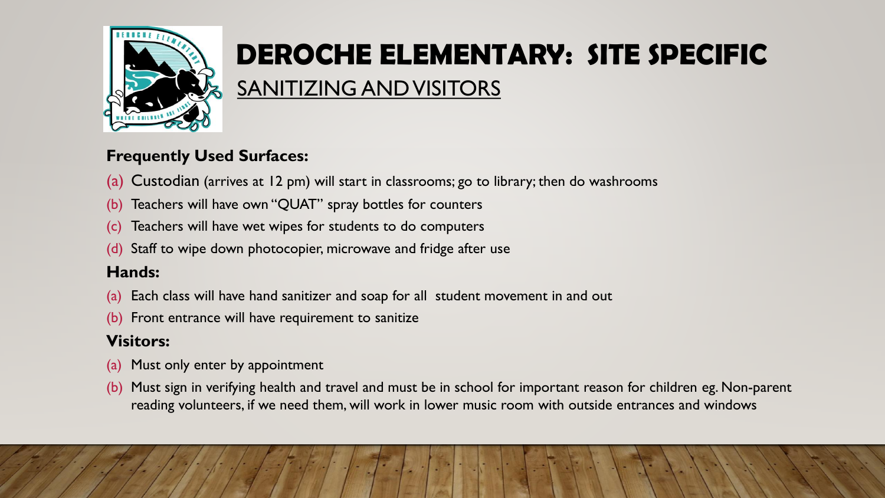# DEROCHE ELEMENTARY: SITE SPECIFIC

## SANITIZING AND VISITORS

**Frequently Used Surfaces:**

(a) Custodian (arrives at 12 pm) will start in classrooms; go to library; then do washrooms

(b) Teachers will have own "QUAT" spray bottles for counters

(c) Teachers will have wet wipes for students to do computers

(d) Staff to wipe down photocopier, microwave and fridge after use

**Hands:**

(a) Each class will have hand sanitizer and soap for all student movement in and out

(b) Front entrance will have requirement to sanitize

**Visitors:**

(a) Must only enter by appointment

(b) Must sign in verifying health and travel and must be in school for important reason for children eg. Non-parent reading volunteers, if we need them, will work in lower music room with outside entrances and windows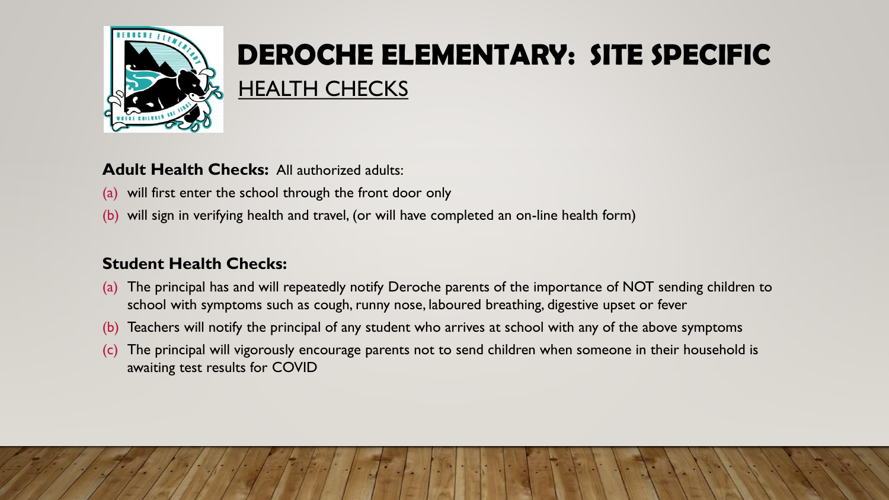# DEROCHE ELEMENTARY: SITE SPECIFIC

## HEALTH CHECKS

**Adult Health Checks:** All authorized adults:

(a) will first enter the school through the front door only

(b) will sign in verifying health and travel, (or will have completed an on-line health form)

**Student Health Checks:**

(a) The principal has and will repeatedly notify Deroche parents of the importance of NOT sending children to school with symptoms such as cough, runny nose, laboured breathing, digestive upset or fever

(b) Teachers will notify the principal of any student who arrives at school with any of the above symptoms

(c) The principal will vigorously encourage parents not to send children when someone in their household is awaiting test results for COVID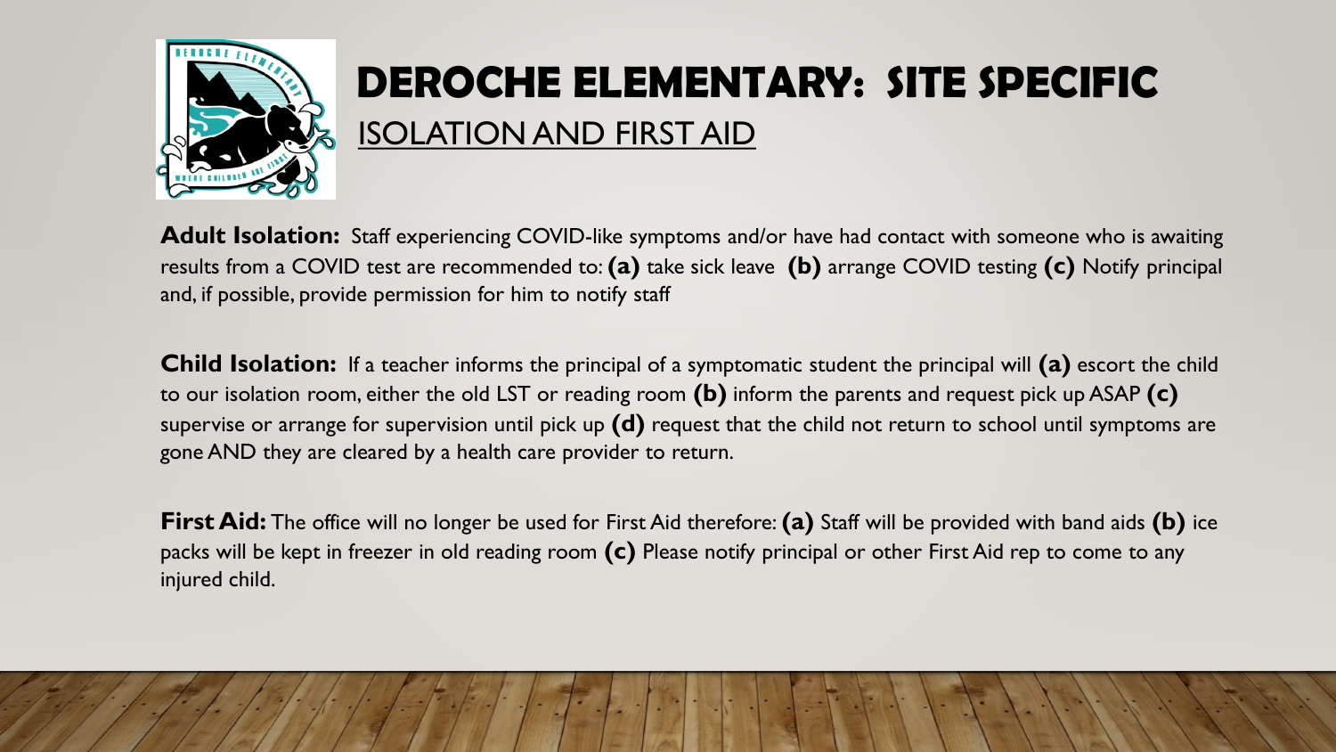# DEROCHE ELEMENTARY: SITE SPECIFIC

## ISOLATION AND FIRST AID

**Adult Isolation:** Staff experiencing COVID-like symptoms and/or have had contact with someone who is awaiting results from a COVID test are recommended to: **(a)** take sick leave **(b)** arrange COVID testing **(c)** Notify principal and, if possible, provide permission for him to notify staff

**Child Isolation:** If a teacher informs the principal of a symptomatic student the principal will **(a)** escort the child to our isolation room, either the old LST or reading room **(b)** inform the parents and request pick up ASAP **(c)** supervise or arrange for supervision until pick up **(d)** request that the child not return to school until symptoms are gone AND they are cleared by a health care provider to return.

**First Aid:** The office will no longer be used for First Aid therefore: **(a)** Staff will be provided with band aids **(b)** ice packs will be kept in freezer in old reading room **(c)** Please notify principal or other First Aid rep to come to any injured child.